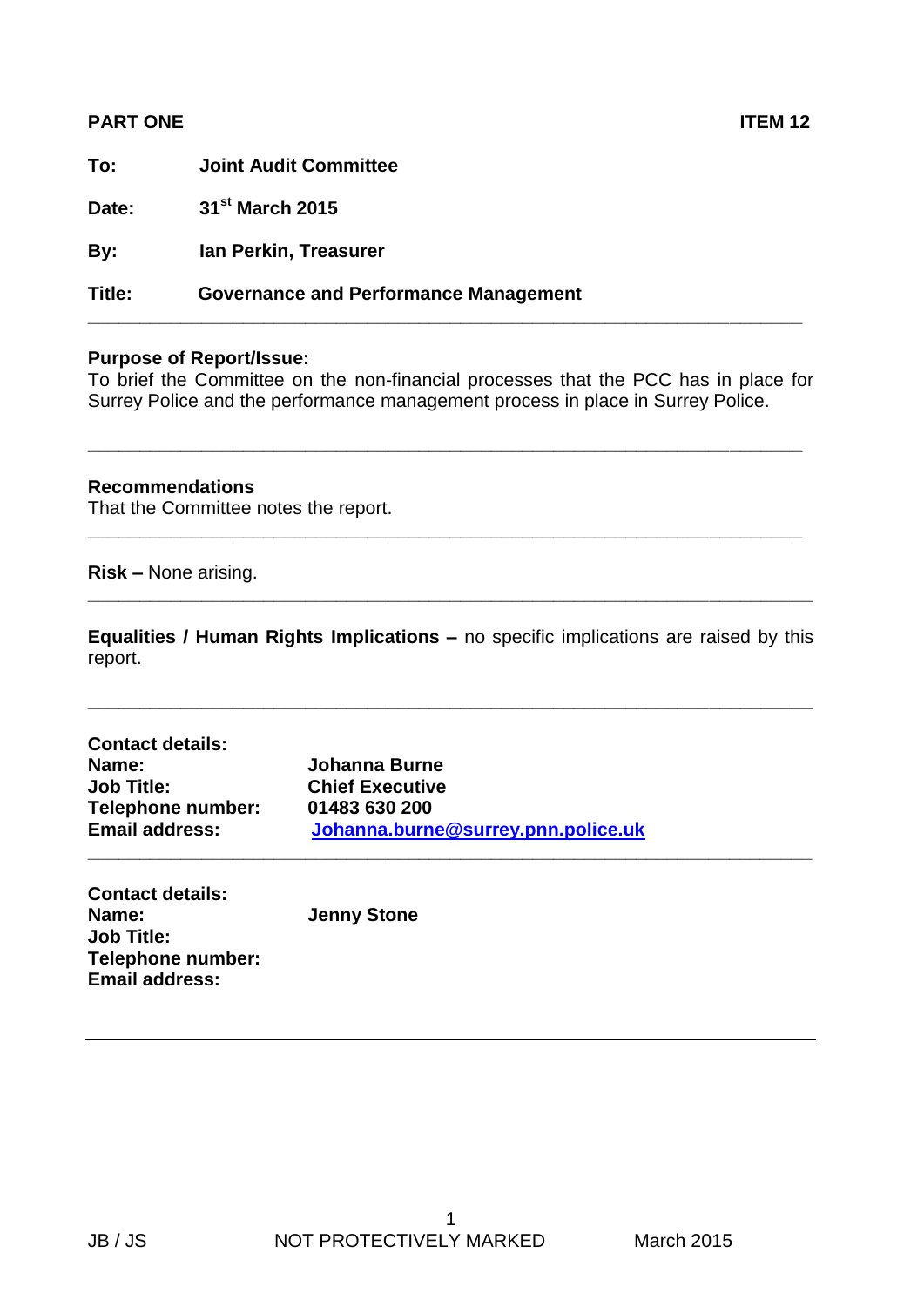**PART ONE** **ITEM 12**

| | |
|---|---|
| **To:** | **Joint Audit Committee** |
| **Date:** | **31st March 2015** |
| **By:** | **Ian Perkin, Treasurer** |
| **Title:** | **Governance and Performance Management** |

---

**Purpose of Report/Issue:**
To brief the Committee on the non-financial processes that the PCC has in place for Surrey Police and the performance management process in place in Surrey Police.

---

**Recommendations**
That the Committee notes the report.

---

**Risk –** None arising.

---

**Equalities / Human Rights Implications –** no specific implications are raised by this report.

---

| | |
|---|---|
| **Contact details:** | |
| **Name:** | **Johanna Burne** |
| **Job Title:** | **Chief Executive** |
| **Telephone number:** | **01483 630 200** |
| **Email address:** | **Johanna.burne@surrey.pnn.police.uk** |

---

| | |
|---|---|
| **Contact details:** | |
| **Name:** | **Jenny Stone** |
| **Job Title:** | |
| **Telephone number:** | |
| **Email address:** | |

---

JB / JS NOT PROTECTIVELY MARKED March 2015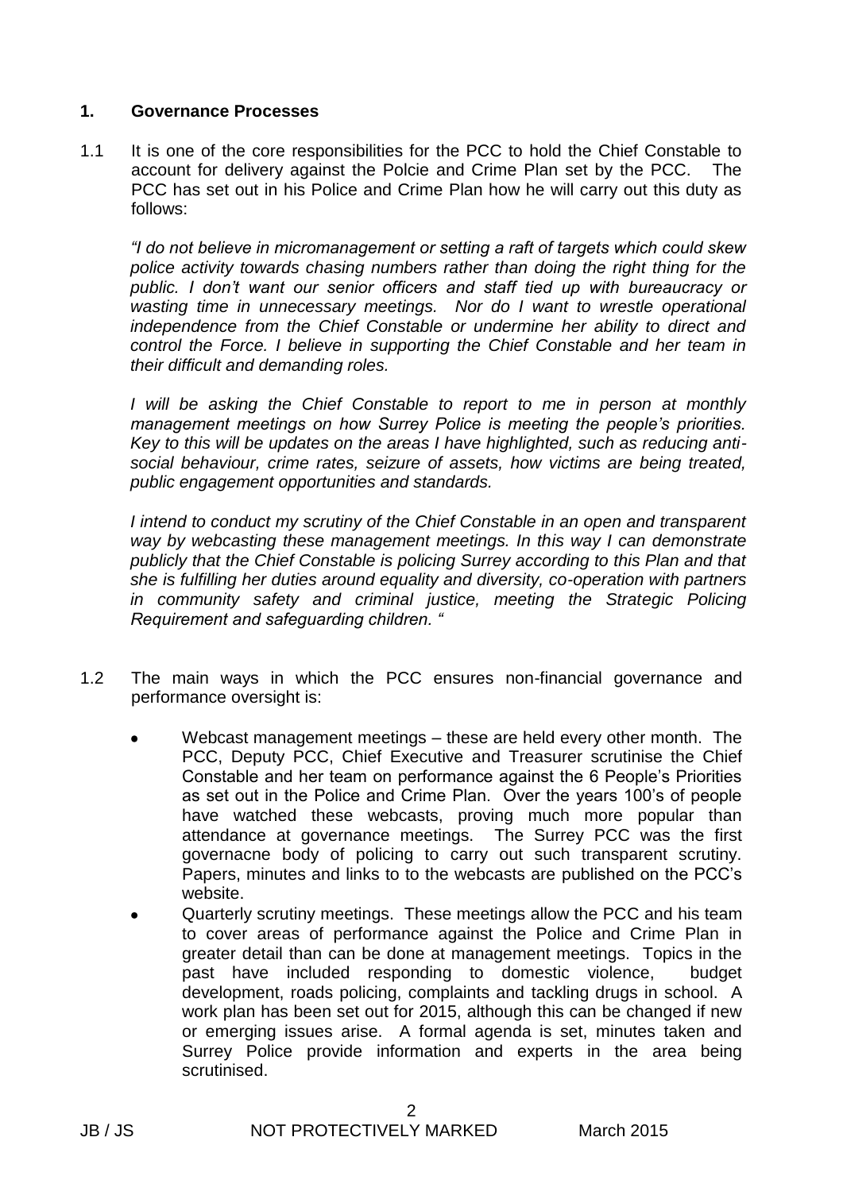## 1. Governance Processes

1.1 It is one of the core responsibilities for the PCC to hold the Chief Constable to account for delivery against the Polcie and Crime Plan set by the PCC. The PCC has set out in his Police and Crime Plan how he will carry out this duty as follows:

*"I do not believe in micromanagement or setting a raft of targets which could skew police activity towards chasing numbers rather than doing the right thing for the public. I don't want our senior officers and staff tied up with bureaucracy or wasting time in unnecessary meetings. Nor do I want to wrestle operational independence from the Chief Constable or undermine her ability to direct and control the Force. I believe in supporting the Chief Constable and her team in their difficult and demanding roles.*

*I will be asking the Chief Constable to report to me in person at monthly management meetings on how Surrey Police is meeting the people's priorities. Key to this will be updates on the areas I have highlighted, such as reducing anti-social behaviour, crime rates, seizure of assets, how victims are being treated, public engagement opportunities and standards.*

*I intend to conduct my scrutiny of the Chief Constable in an open and transparent way by webcasting these management meetings. In this way I can demonstrate publicly that the Chief Constable is policing Surrey according to this Plan and that she is fulfilling her duties around equality and diversity, co-operation with partners in community safety and criminal justice, meeting the Strategic Policing Requirement and safeguarding children. "*

1.2 The main ways in which the PCC ensures non-financial governance and performance oversight is:

- Webcast management meetings – these are held every other month. The PCC, Deputy PCC, Chief Executive and Treasurer scrutinise the Chief Constable and her team on performance against the 6 People's Priorities as set out in the Police and Crime Plan. Over the years 100's of people have watched these webcasts, proving much more popular than attendance at governance meetings. The Surrey PCC was the first governacne body of policing to carry out such transparent scrutiny. Papers, minutes and links to to the webcasts are published on the PCC's website.
- Quarterly scrutiny meetings. These meetings allow the PCC and his team to cover areas of performance against the Police and Crime Plan in greater detail than can be done at management meetings. Topics in the past have included responding to domestic violence, budget development, roads policing, complaints and tackling drugs in school. A work plan has been set out for 2015, although this can be changed if new or emerging issues arise. A formal agenda is set, minutes taken and Surrey Police provide information and experts in the area being scrutinised.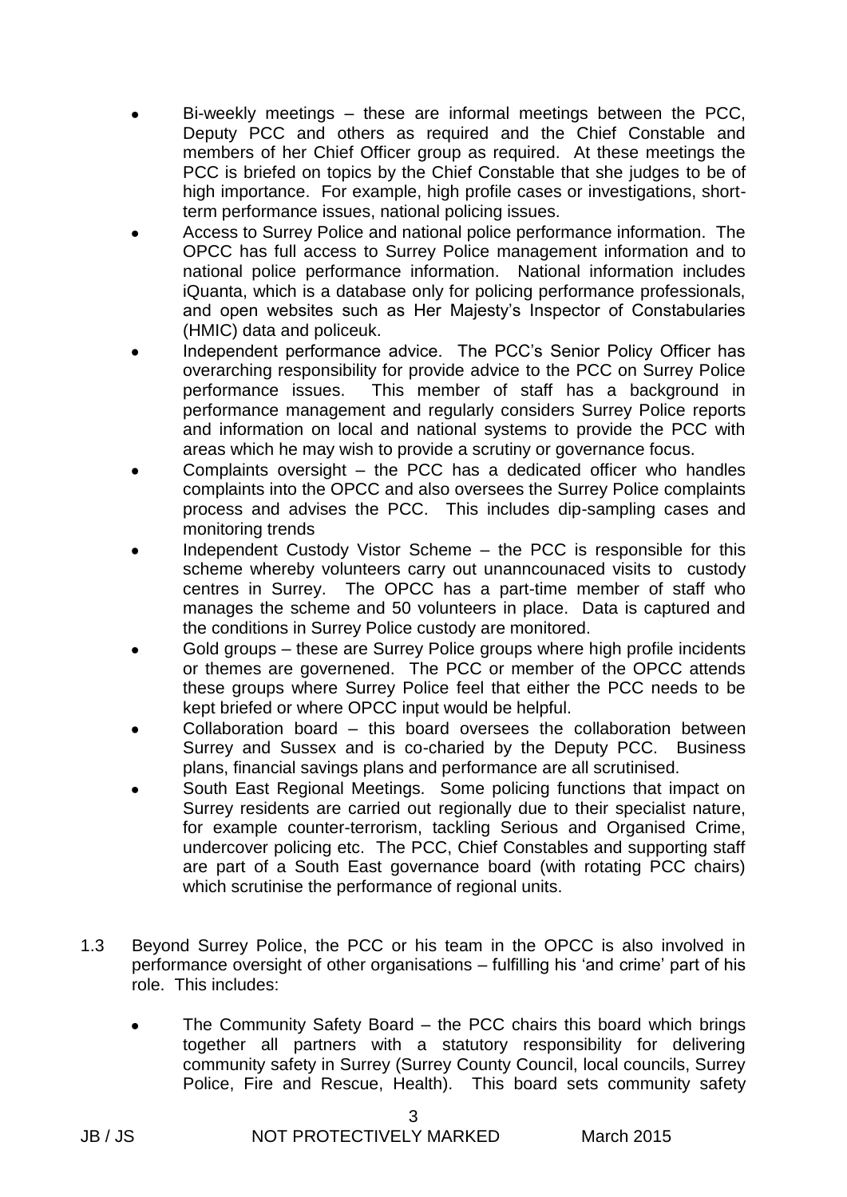- Bi-weekly meetings – these are informal meetings between the PCC, Deputy PCC and others as required and the Chief Constable and members of her Chief Officer group as required. At these meetings the PCC is briefed on topics by the Chief Constable that she judges to be of high importance. For example, high profile cases or investigations, short-term performance issues, national policing issues.
- Access to Surrey Police and national police performance information. The OPCC has full access to Surrey Police management information and to national police performance information. National information includes iQuanta, which is a database only for policing performance professionals, and open websites such as Her Majesty's Inspector of Constabularies (HMIC) data and policeuk.
- Independent performance advice. The PCC's Senior Policy Officer has overarching responsibility for provide advice to the PCC on Surrey Police performance issues. This member of staff has a background in performance management and regularly considers Surrey Police reports and information on local and national systems to provide the PCC with areas which he may wish to provide a scrutiny or governance focus.
- Complaints oversight – the PCC has a dedicated officer who handles complaints into the OPCC and also oversees the Surrey Police complaints process and advises the PCC. This includes dip-sampling cases and monitoring trends
- Independent Custody Vistor Scheme – the PCC is responsible for this scheme whereby volunteers carry out unanncounaced visits to custody centres in Surrey. The OPCC has a part-time member of staff who manages the scheme and 50 volunteers in place. Data is captured and the conditions in Surrey Police custody are monitored.
- Gold groups – these are Surrey Police groups where high profile incidents or themes are governened. The PCC or member of the OPCC attends these groups where Surrey Police feel that either the PCC needs to be kept briefed or where OPCC input would be helpful.
- Collaboration board – this board oversees the collaboration between Surrey and Sussex and is co-charied by the Deputy PCC. Business plans, financial savings plans and performance are all scrutinised.
- South East Regional Meetings. Some policing functions that impact on Surrey residents are carried out regionally due to their specialist nature, for example counter-terrorism, tackling Serious and Organised Crime, undercover policing etc. The PCC, Chief Constables and supporting staff are part of a South East governance board (with rotating PCC chairs) which scrutinise the performance of regional units.

1.3 Beyond Surrey Police, the PCC or his team in the OPCC is also involved in performance oversight of other organisations – fulfilling his 'and crime' part of his role. This includes:

- The Community Safety Board – the PCC chairs this board which brings together all partners with a statutory responsibility for delivering community safety in Surrey (Surrey County Council, local councils, Surrey Police, Fire and Rescue, Health). This board sets community safety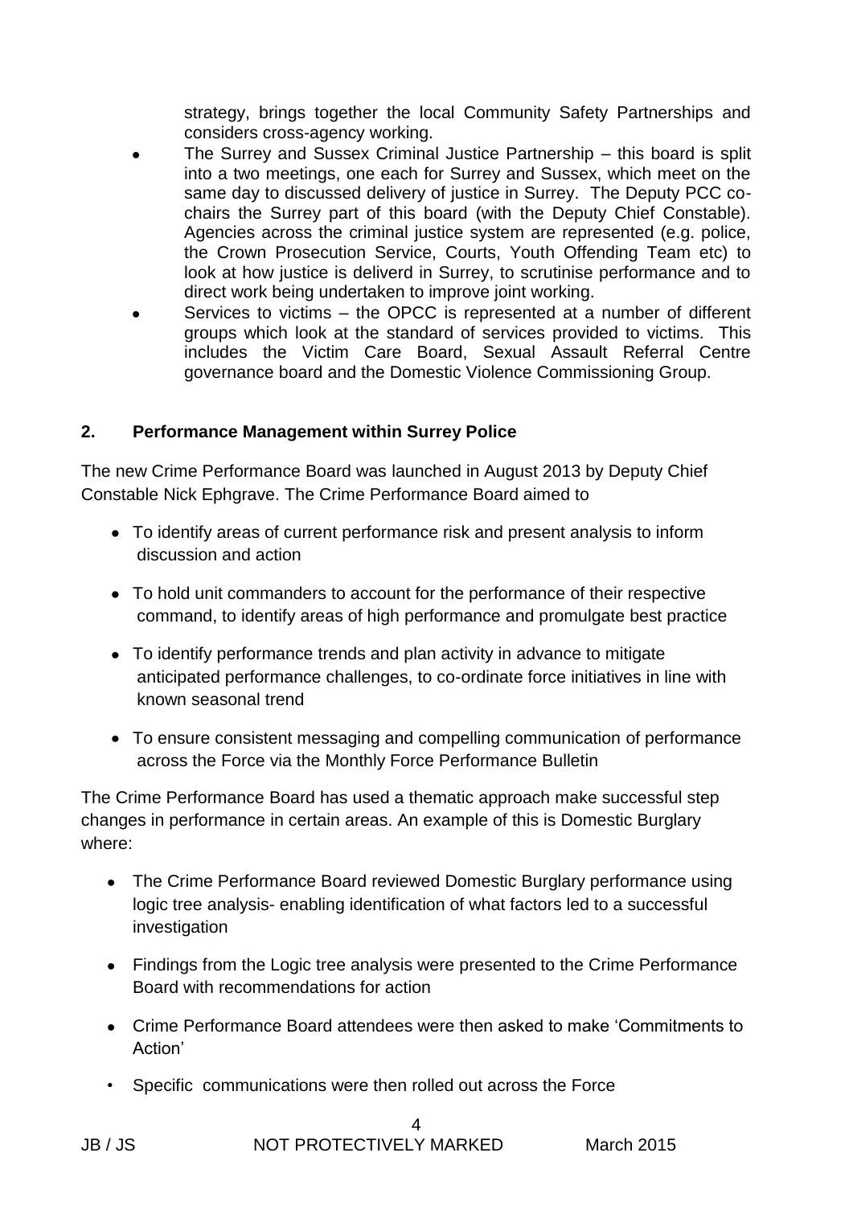strategy, brings together the local Community Safety Partnerships and considers cross-agency working.

- The Surrey and Sussex Criminal Justice Partnership – this board is split into a two meetings, one each for Surrey and Sussex, which meet on the same day to discussed delivery of justice in Surrey. The Deputy PCC co-chairs the Surrey part of this board (with the Deputy Chief Constable). Agencies across the criminal justice system are represented (e.g. police, the Crown Prosecution Service, Courts, Youth Offending Team etc) to look at how justice is deliverd in Surrey, to scrutinise performance and to direct work being undertaken to improve joint working.
- Services to victims – the OPCC is represented at a number of different groups which look at the standard of services provided to victims. This includes the Victim Care Board, Sexual Assault Referral Centre governance board and the Domestic Violence Commissioning Group.

## 2. Performance Management within Surrey Police

The new Crime Performance Board was launched in August 2013 by Deputy Chief Constable Nick Ephgrave. The Crime Performance Board aimed to

- To identify areas of current performance risk and present analysis to inform discussion and action
- To hold unit commanders to account for the performance of their respective command, to identify areas of high performance and promulgate best practice
- To identify performance trends and plan activity in advance to mitigate anticipated performance challenges, to co-ordinate force initiatives in line with known seasonal trend
- To ensure consistent messaging and compelling communication of performance across the Force via the Monthly Force Performance Bulletin

The Crime Performance Board has used a thematic approach make successful step changes in performance in certain areas. An example of this is Domestic Burglary where:

- The Crime Performance Board reviewed Domestic Burglary performance using logic tree analysis- enabling identification of what factors led to a successful investigation
- Findings from the Logic tree analysis were presented to the Crime Performance Board with recommendations for action
- Crime Performance Board attendees were then asked to make 'Commitments to Action'
- Specific communications were then rolled out across the Force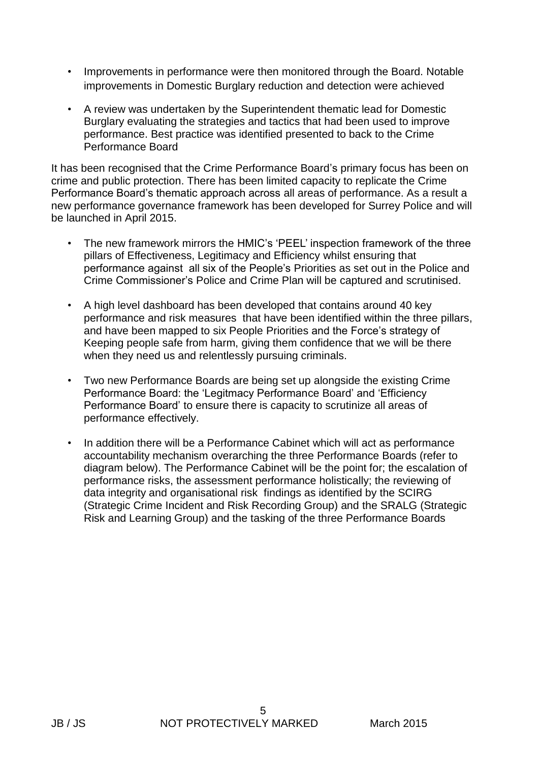- Improvements in performance were then monitored through the Board. Notable improvements in Domestic Burglary reduction and detection were achieved
- A review was undertaken by the Superintendent thematic lead for Domestic Burglary evaluating the strategies and tactics that had been used to improve performance. Best practice was identified presented to back to the Crime Performance Board

It has been recognised that the Crime Performance Board's primary focus has been on crime and public protection. There has been limited capacity to replicate the Crime Performance Board's thematic approach across all areas of performance. As a result a new performance governance framework has been developed for Surrey Police and will be launched in April 2015.

- The new framework mirrors the HMIC's 'PEEL' inspection framework of the three pillars of Effectiveness, Legitimacy and Efficiency whilst ensuring that performance against all six of the People's Priorities as set out in the Police and Crime Commissioner's Police and Crime Plan will be captured and scrutinised.
- A high level dashboard has been developed that contains around 40 key performance and risk measures that have been identified within the three pillars, and have been mapped to six People Priorities and the Force's strategy of Keeping people safe from harm, giving them confidence that we will be there when they need us and relentlessly pursuing criminals.
- Two new Performance Boards are being set up alongside the existing Crime Performance Board: the 'Legitmacy Performance Board' and 'Efficiency Performance Board' to ensure there is capacity to scrutinize all areas of performance effectively.
- In addition there will be a Performance Cabinet which will act as performance accountability mechanism overarching the three Performance Boards (refer to diagram below). The Performance Cabinet will be the point for; the escalation of performance risks, the assessment performance holistically; the reviewing of data integrity and organisational risk findings as identified by the SCIRG (Strategic Crime Incident and Risk Recording Group) and the SRALG (Strategic Risk and Learning Group) and the tasking of the three Performance Boards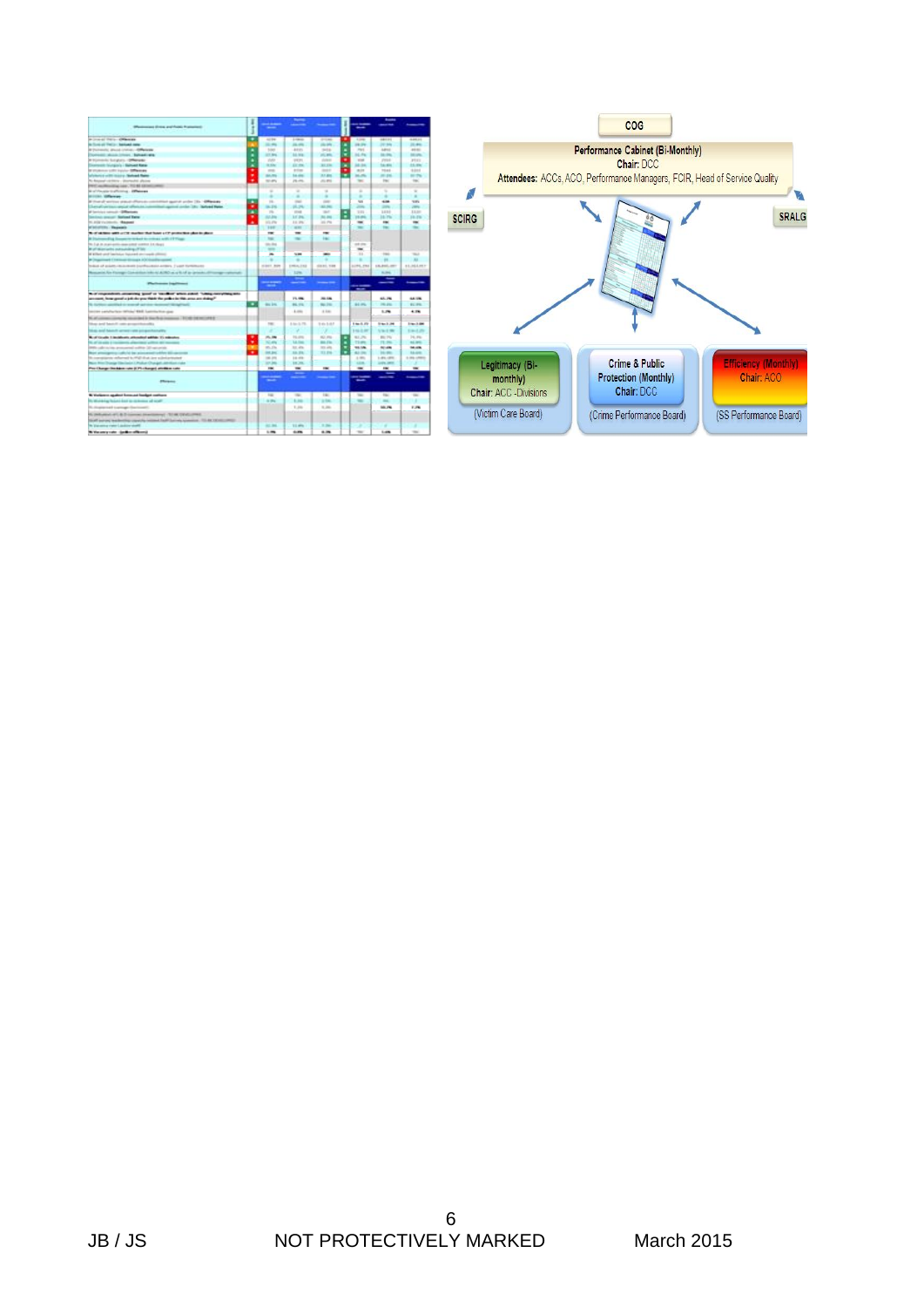COG

Performance Cabinet (Bi-Monthly)
Chair: DCC
Attendees: ACCs, ACO, Performance Managers, FCIR, Head of Service Quality

SCIRG

SRALG

Legitimacy (Bi-monthly)
Chair: ACC -Divisions
(Victim Care Board)

Crime & Public Protection (Monthly)
Chair: DCC
(Crime Performance Board)

Efficiency (Monthly)
Chair: ACO
(SS Performance Board)